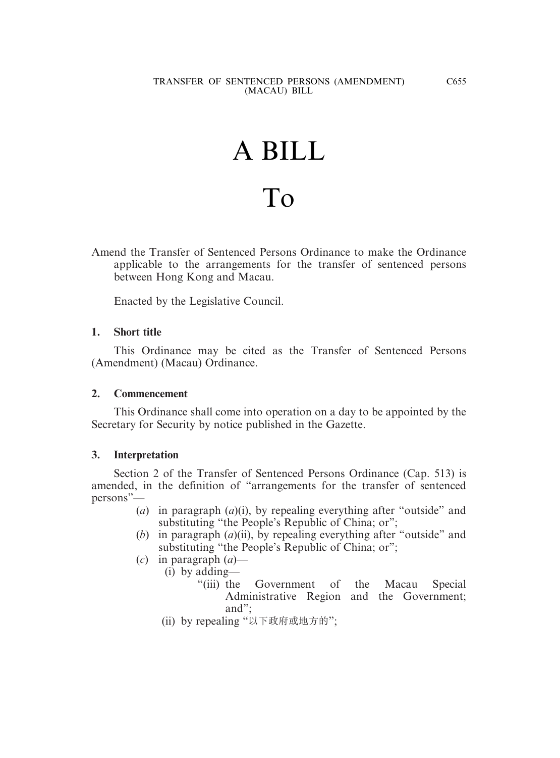# A BILL

# To

Amend the Transfer of Sentenced Persons Ordinance to make the Ordinance applicable to the arrangements for the transfer of sentenced persons between Hong Kong and Macau.

Enacted by the Legislative Council.

**1. Short title**

This Ordinance may be cited as the Transfer of Sentenced Persons (Amendment) (Macau) Ordinance.

**2. Commencement**

This Ordinance shall come into operation on a day to be appointed by the Secretary for Security by notice published in the Gazette.

**3. Interpretation**

Section 2 of the Transfer of Sentenced Persons Ordinance (Cap. 513) is amended, in the definition of "arrangements for the transfer of sentenced persons"—

- (*a*) in paragraph (*a*)(i), by repealing everything after "outside" and substituting "the People's Republic of China; or";
- (*b*) in paragraph (*a*)(ii), by repealing everything after "outside" and substituting "the People's Republic of China; or";
- (*c*) in paragraph (*a*)—
  - (i) by adding—
    - "(iii) the Government of the Macau Special Administrative Region and the Government; and";
  - (ii) by repealing "以下政府或地方的";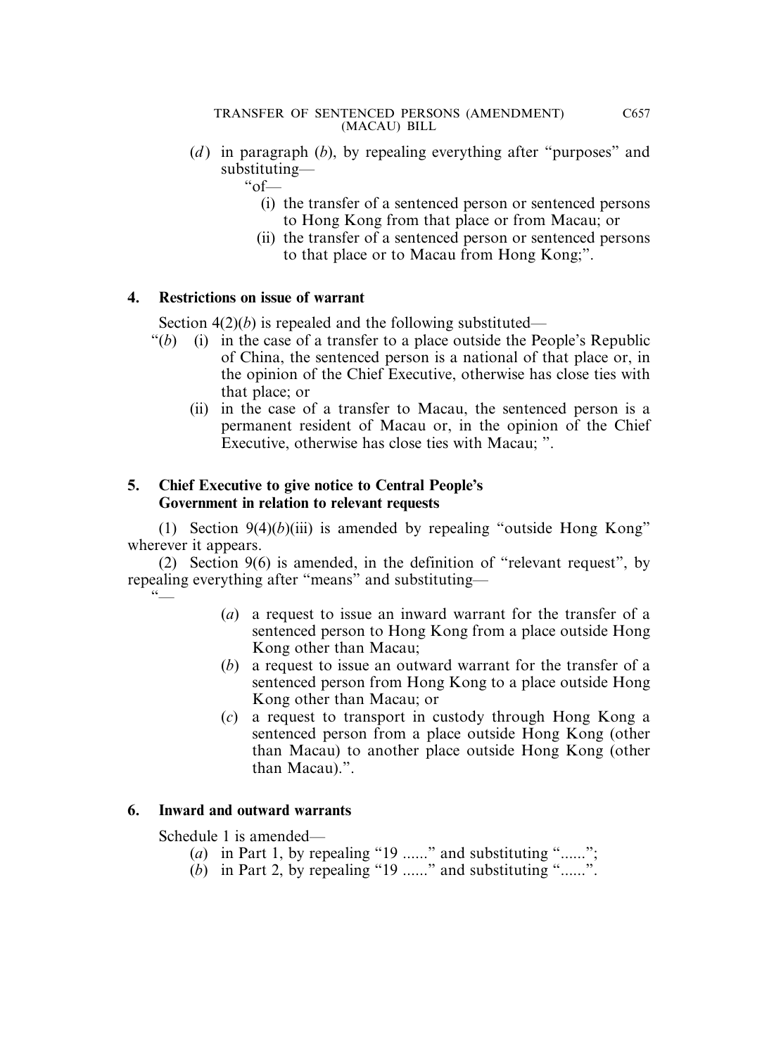(*d*) in paragraph (*b*), by repealing everything after "purposes" and substituting—

"of—

(i) the transfer of a sentenced person or sentenced persons to Hong Kong from that place or from Macau; or

(ii) the transfer of a sentenced person or sentenced persons to that place or to Macau from Hong Kong;".

**4. Restrictions on issue of warrant**

Section 4(2)(*b*) is repealed and the following substituted—

"(*b*) (i) in the case of a transfer to a place outside the People's Republic of China, the sentenced person is a national of that place or, in the opinion of the Chief Executive, otherwise has close ties with that place; or

(ii) in the case of a transfer to Macau, the sentenced person is a permanent resident of Macau or, in the opinion of the Chief Executive, otherwise has close ties with Macau; ".

**5. Chief Executive to give notice to Central People's Government in relation to relevant requests**

(1) Section 9(4)(*b*)(iii) is amended by repealing "outside Hong Kong" wherever it appears.

(2) Section 9(6) is amended, in the definition of "relevant request", by repealing everything after "means" and substituting—

"—

(*a*) a request to issue an inward warrant for the transfer of a sentenced person to Hong Kong from a place outside Hong Kong other than Macau;

(*b*) a request to issue an outward warrant for the transfer of a sentenced person from Hong Kong to a place outside Hong Kong other than Macau; or

(*c*) a request to transport in custody through Hong Kong a sentenced person from a place outside Hong Kong (other than Macau) to another place outside Hong Kong (other than Macau).".

**6. Inward and outward warrants**

Schedule 1 is amended—

(*a*) in Part 1, by repealing "19 ......" and substituting "......";

(*b*) in Part 2, by repealing "19 ......" and substituting "......".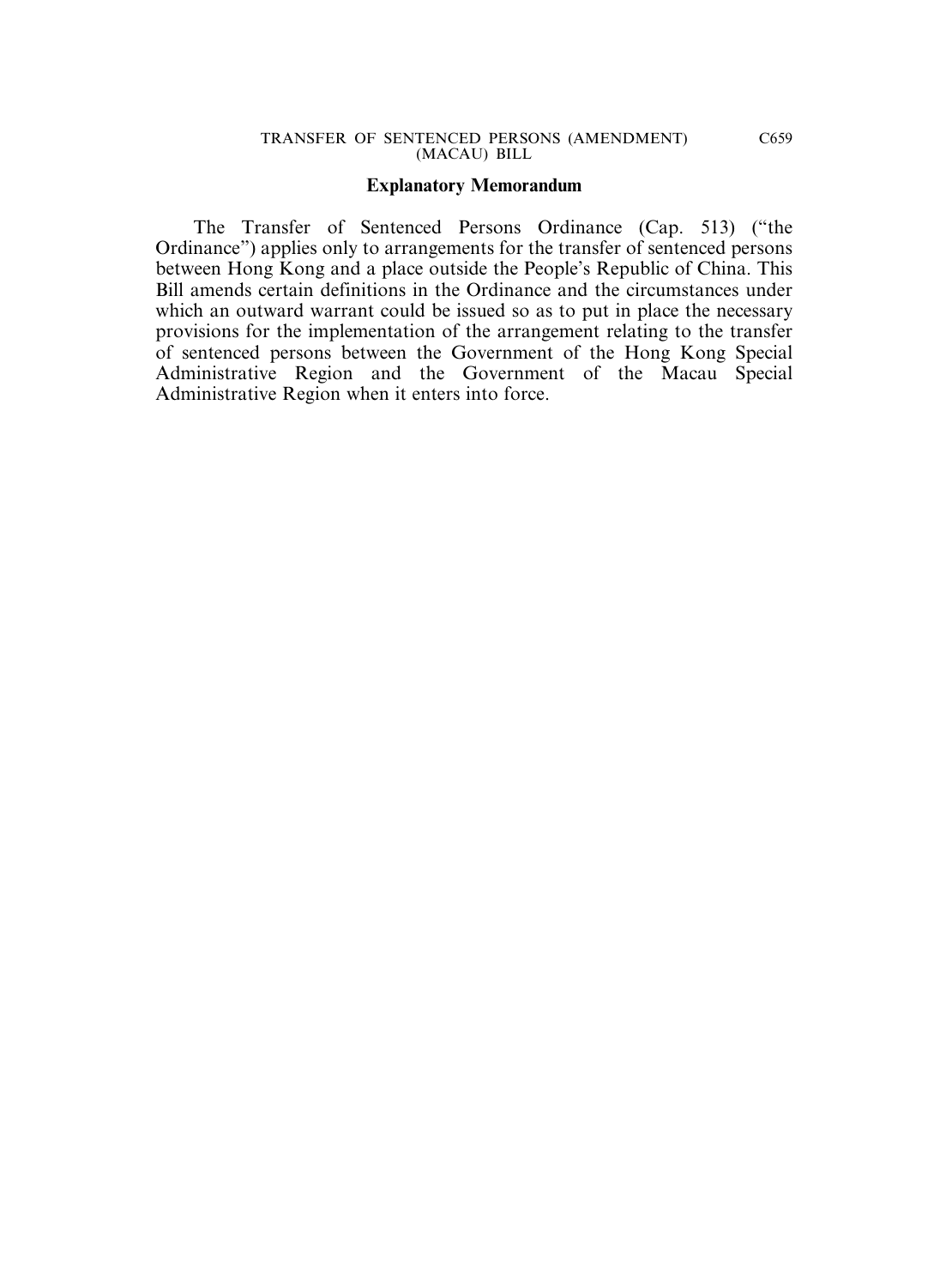## Explanatory Memorandum

The Transfer of Sentenced Persons Ordinance (Cap. 513) ("the Ordinance") applies only to arrangements for the transfer of sentenced persons between Hong Kong and a place outside the People's Republic of China. This Bill amends certain definitions in the Ordinance and the circumstances under which an outward warrant could be issued so as to put in place the necessary provisions for the implementation of the arrangement relating to the transfer of sentenced persons between the Government of the Hong Kong Special Administrative Region and the Government of the Macau Special Administrative Region when it enters into force.